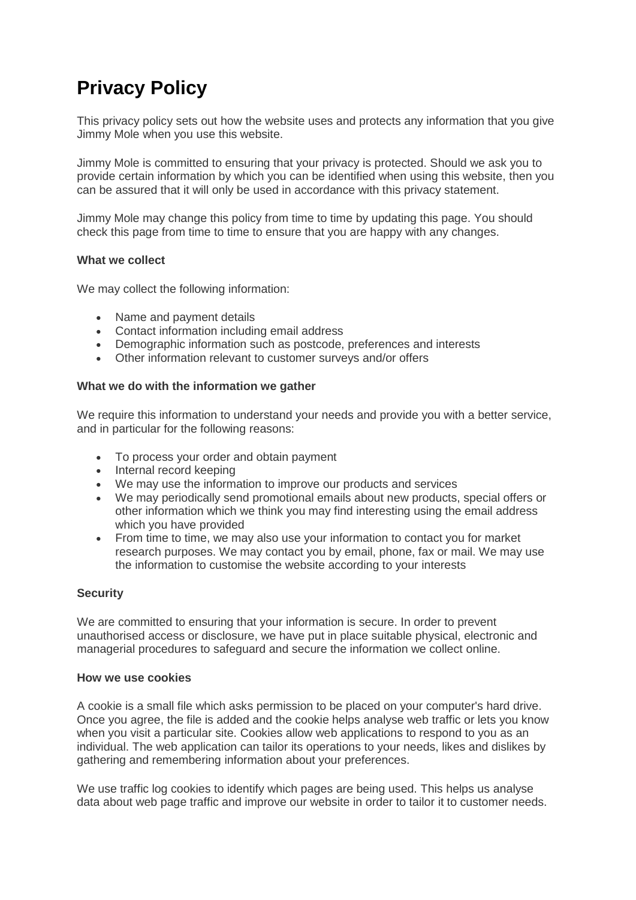# Privacy Policy

This privacy policy sets out how the website uses and protects any information that you give Jimmy Mole when you use this website.

Jimmy Mole is committed to ensuring that your privacy is protected. Should we ask you to provide certain information by which you can be identified when using this website, then you can be assured that it will only be used in accordance with this privacy statement.

Jimmy Mole may change this policy from time to time by updating this page. You should check this page from time to time to ensure that you are happy with any changes.

**What we collect**

We may collect the following information:

- Name and payment details
- Contact information including email address
- Demographic information such as postcode, preferences and interests
- Other information relevant to customer surveys and/or offers

**What we do with the information we gather**

We require this information to understand your needs and provide you with a better service, and in particular for the following reasons:

- To process your order and obtain payment
- Internal record keeping
- We may use the information to improve our products and services
- We may periodically send promotional emails about new products, special offers or other information which we think you may find interesting using the email address which you have provided
- From time to time, we may also use your information to contact you for market research purposes. We may contact you by email, phone, fax or mail. We may use the information to customise the website according to your interests

**Security**

We are committed to ensuring that your information is secure. In order to prevent unauthorised access or disclosure, we have put in place suitable physical, electronic and managerial procedures to safeguard and secure the information we collect online.

**How we use cookies**

A cookie is a small file which asks permission to be placed on your computer's hard drive. Once you agree, the file is added and the cookie helps analyse web traffic or lets you know when you visit a particular site. Cookies allow web applications to respond to you as an individual. The web application can tailor its operations to your needs, likes and dislikes by gathering and remembering information about your preferences.

We use traffic log cookies to identify which pages are being used. This helps us analyse data about web page traffic and improve our website in order to tailor it to customer needs.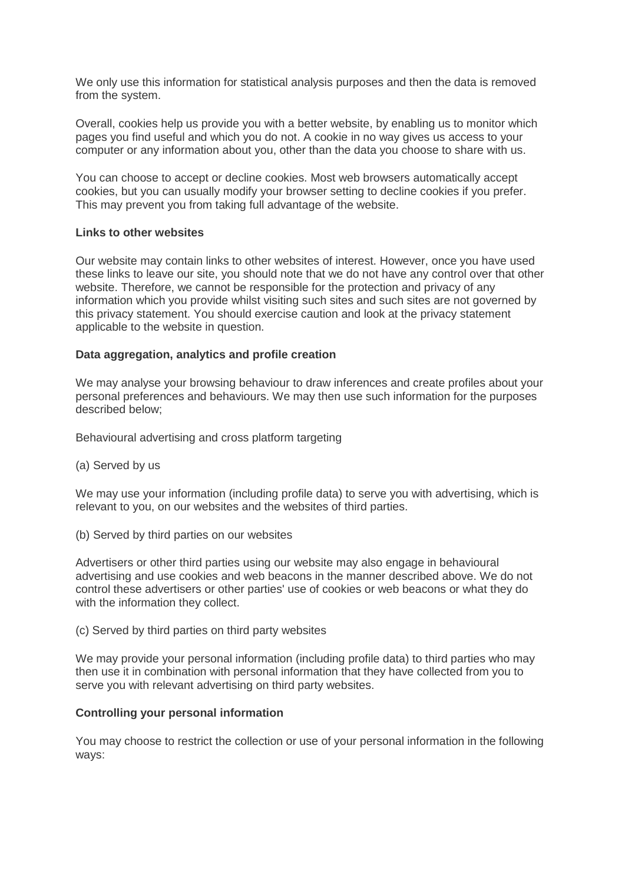We only use this information for statistical analysis purposes and then the data is removed from the system.

Overall, cookies help us provide you with a better website, by enabling us to monitor which pages you find useful and which you do not. A cookie in no way gives us access to your computer or any information about you, other than the data you choose to share with us.

You can choose to accept or decline cookies. Most web browsers automatically accept cookies, but you can usually modify your browser setting to decline cookies if you prefer. This may prevent you from taking full advantage of the website.

**Links to other websites**

Our website may contain links to other websites of interest. However, once you have used these links to leave our site, you should note that we do not have any control over that other website. Therefore, we cannot be responsible for the protection and privacy of any information which you provide whilst visiting such sites and such sites are not governed by this privacy statement. You should exercise caution and look at the privacy statement applicable to the website in question.

**Data aggregation, analytics and profile creation**

We may analyse your browsing behaviour to draw inferences and create profiles about your personal preferences and behaviours. We may then use such information for the purposes described below;

Behavioural advertising and cross platform targeting

(a) Served by us

We may use your information (including profile data) to serve you with advertising, which is relevant to you, on our websites and the websites of third parties.

(b) Served by third parties on our websites

Advertisers or other third parties using our website may also engage in behavioural advertising and use cookies and web beacons in the manner described above. We do not control these advertisers or other parties' use of cookies or web beacons or what they do with the information they collect.

(c) Served by third parties on third party websites

We may provide your personal information (including profile data) to third parties who may then use it in combination with personal information that they have collected from you to serve you with relevant advertising on third party websites.

**Controlling your personal information**

You may choose to restrict the collection or use of your personal information in the following ways: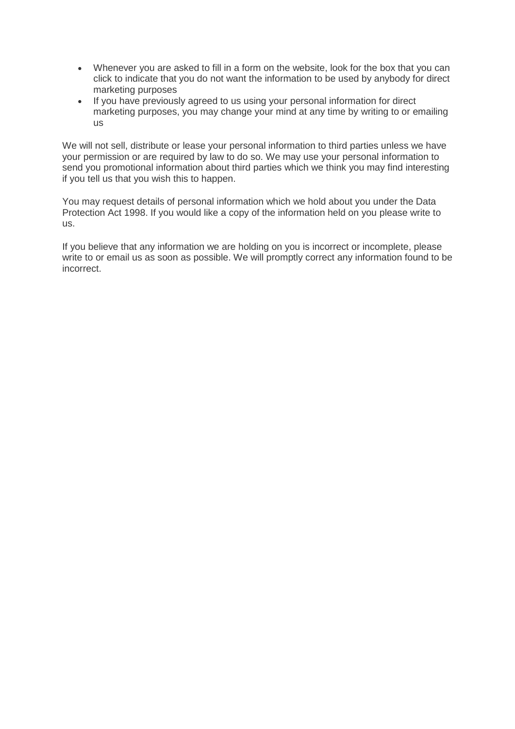- Whenever you are asked to fill in a form on the website, look for the box that you can click to indicate that you do not want the information to be used by anybody for direct marketing purposes
- If you have previously agreed to us using your personal information for direct marketing purposes, you may change your mind at any time by writing to or emailing us

We will not sell, distribute or lease your personal information to third parties unless we have your permission or are required by law to do so. We may use your personal information to send you promotional information about third parties which we think you may find interesting if you tell us that you wish this to happen.

You may request details of personal information which we hold about you under the Data Protection Act 1998. If you would like a copy of the information held on you please write to us.

If you believe that any information we are holding on you is incorrect or incomplete, please write to or email us as soon as possible. We will promptly correct any information found to be incorrect.